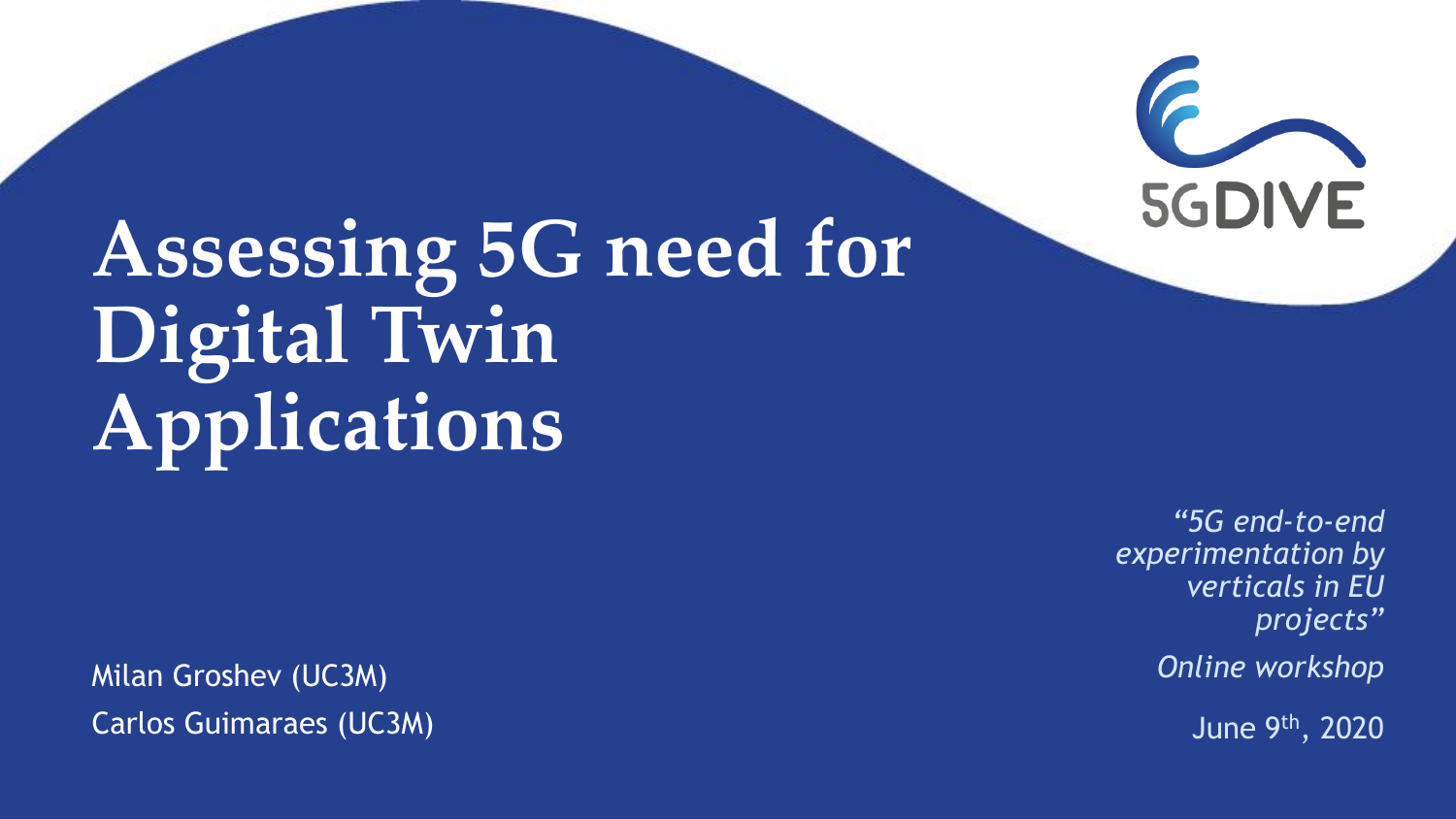# Assessing 5G need for Digital Twin Applications

Milan Groshev (UC3M)

Carlos Guimaraes (UC3M)

*"5G end-to-end experimentation by verticals in EU projects"*

*Online workshop*

June 9th, 2020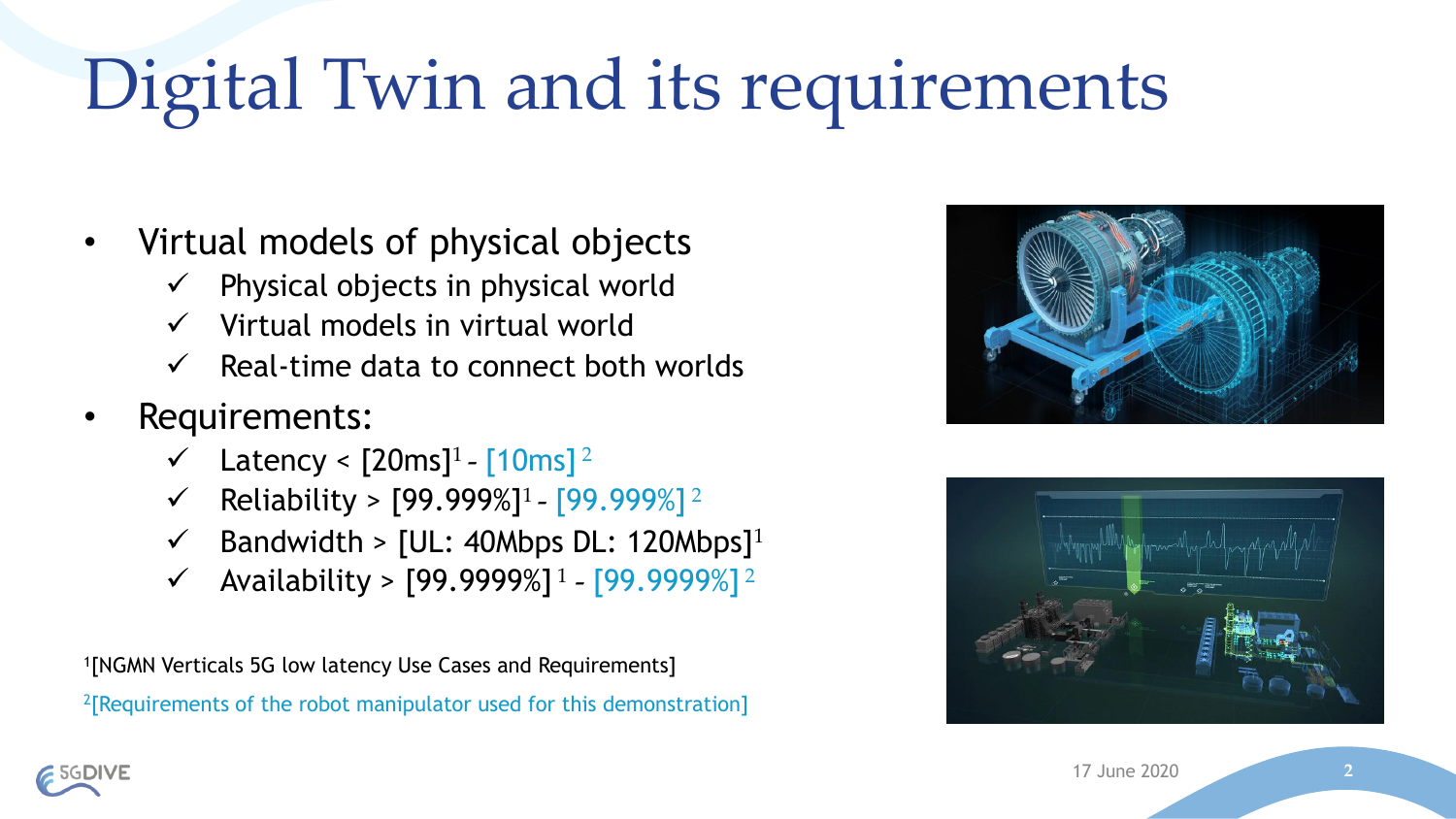# Digital Twin and its requirements

- Virtual models of physical objects
  - ✓ Physical objects in physical world
  - ✓ Virtual models in virtual world
  - ✓ Real-time data to connect both worlds
- Requirements:
  - ✓ Latency < [20ms][1] - [10ms][2]
  - ✓ Reliability > [99.999%][1] - [99.999%][2]
  - ✓ Bandwidth > [UL: 40Mbps DL: 120Mbps][1]
  - ✓ Availability > [99.9999%][1] - [99.9999%][2]

[1] [NGMN Verticals 5G low latency Use Cases and Requirements]

[2] [Requirements of the robot manipulator used for this demonstration]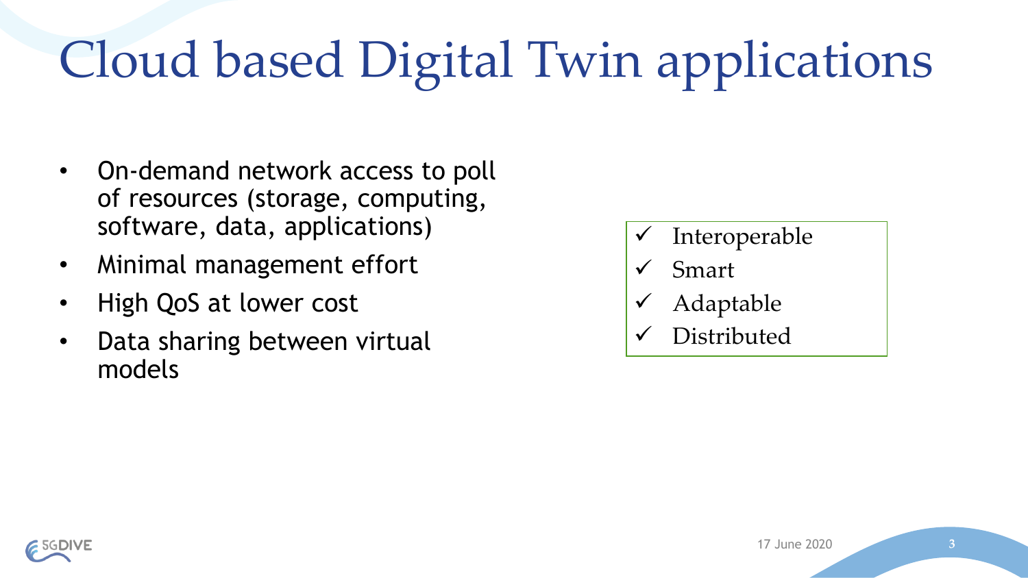# Cloud based Digital Twin applications

- On-demand network access to poll of resources (storage, computing, software, data, applications)
- Minimal management effort
- High QoS at lower cost
- Data sharing between virtual models

- ✓ Interoperable
- ✓ Smart
- ✓ Adaptable
- ✓ Distributed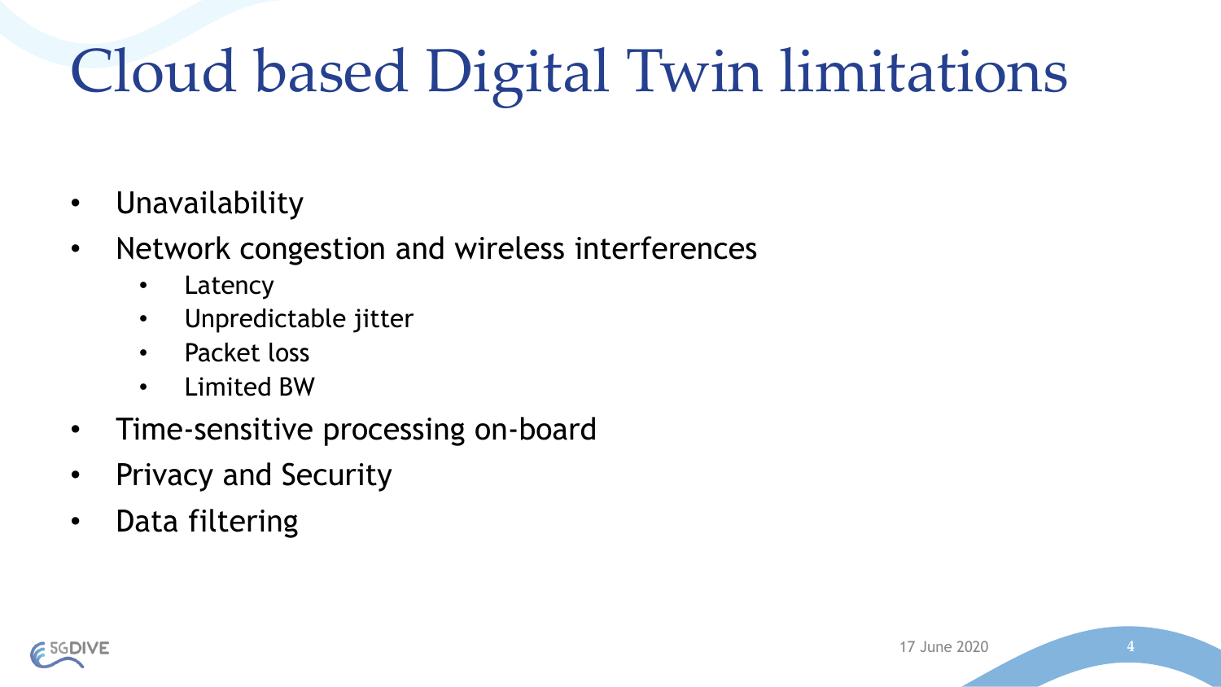# Cloud based Digital Twin limitations

- Unavailability
- Network congestion and wireless interferences
  - Latency
  - Unpredictable jitter
  - Packet loss
  - Limited BW
- Time-sensitive processing on-board
- Privacy and Security
- Data filtering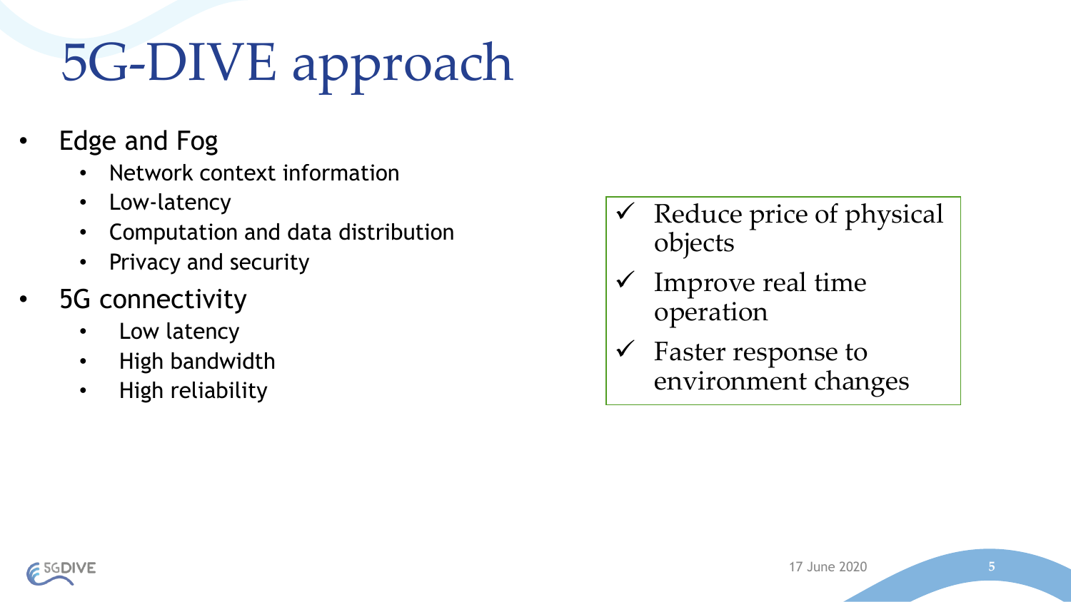# 5G-DIVE approach

- Edge and Fog
  - Network context information
  - Low-latency
  - Computation and data distribution
  - Privacy and security
- 5G connectivity
  - Low latency
  - High bandwidth
  - High reliability

✓ Reduce price of physical objects

✓ Improve real time operation

✓ Faster response to environment changes

17 June 2020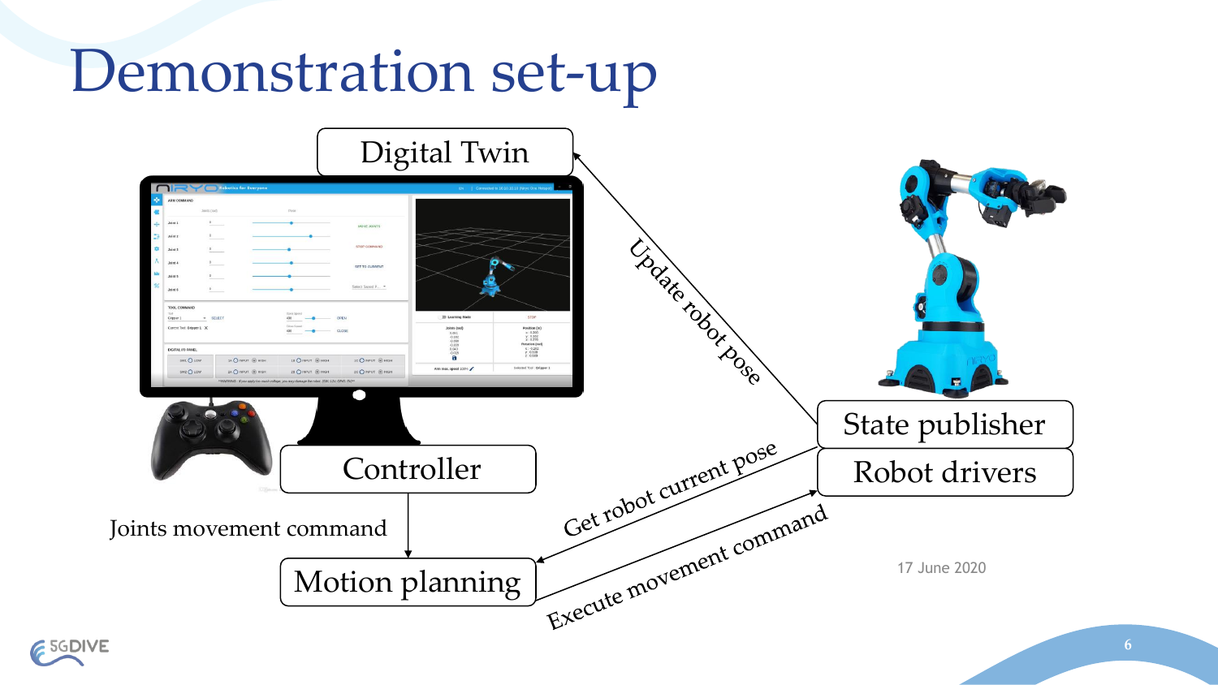# Demonstration set-up

Digital Twin

Update robot pose

State publisher

Robot drivers

Controller

Joints movement command

Motion planning

Get robot current pose

Execute movement command

17 June 2020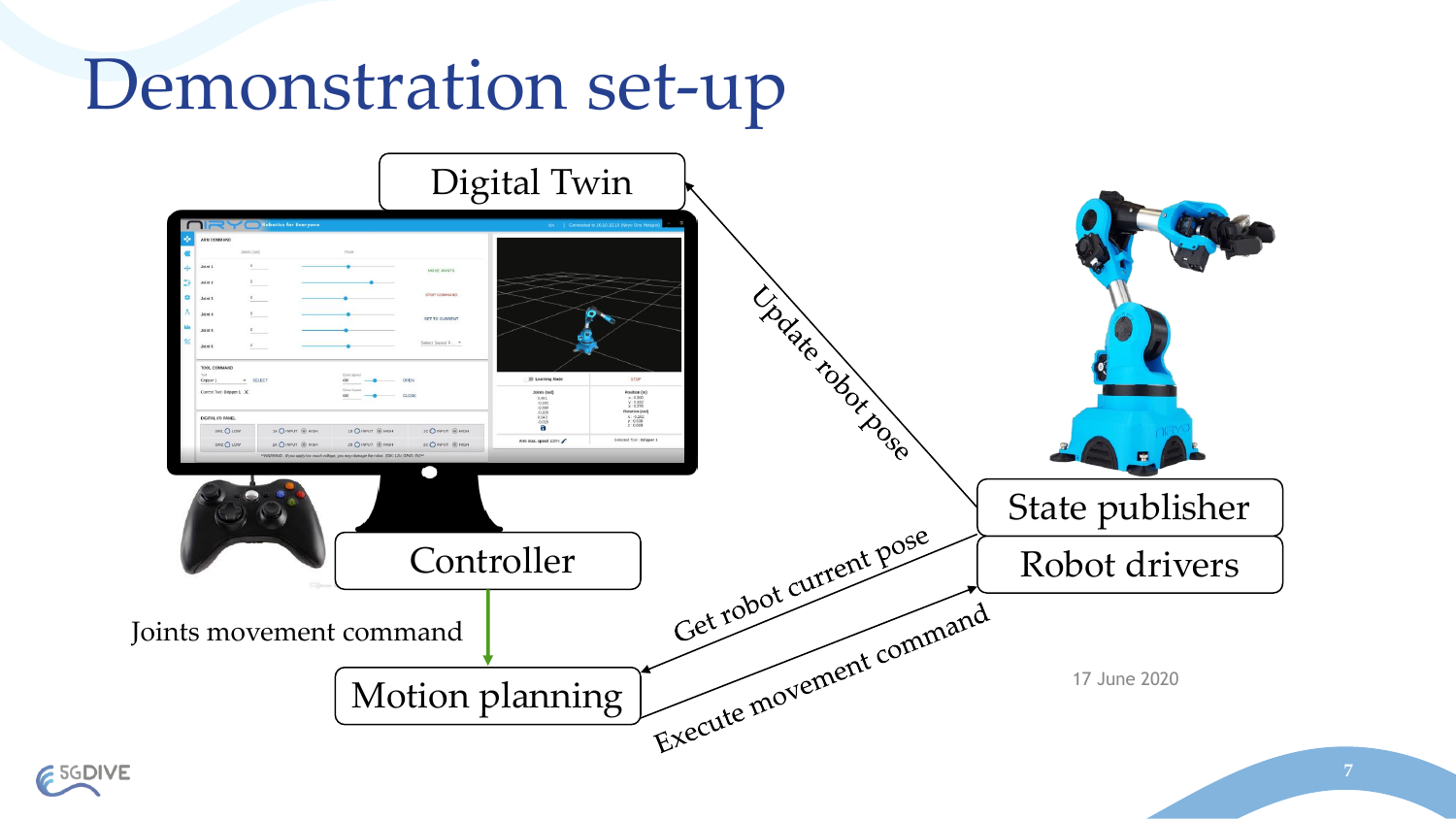# Demonstration set-up

Digital Twin

Update robot pose

State publisher

Robot drivers

Controller

Joints movement command

Motion planning

Get robot current pose

Execute movement command

17 June 2020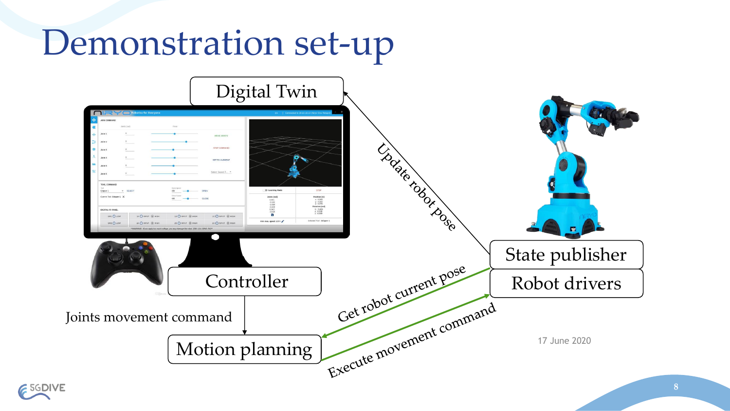# Demonstration set-up

Digital Twin

Update robot pose

State publisher

Robot drivers

Controller

Joints movement command

Motion planning

Get robot current pose

Execute movement command

17 June 2020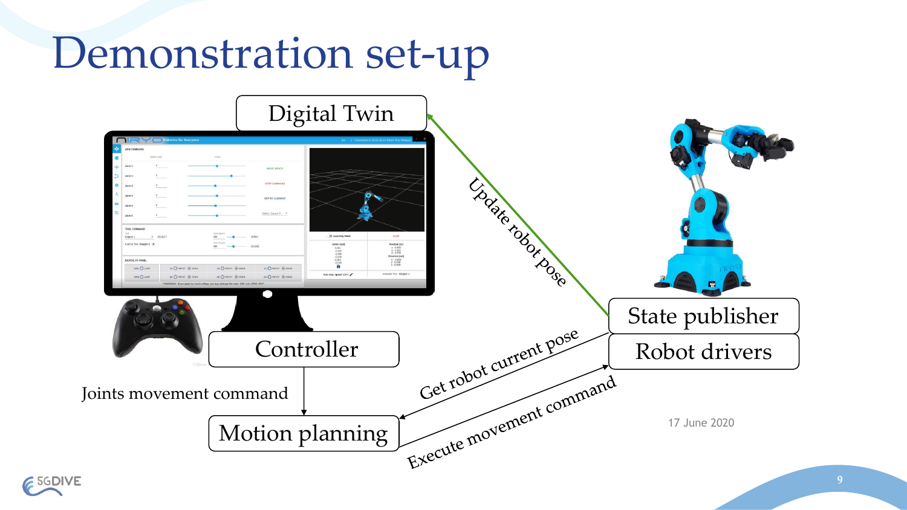# Demonstration set-up

Digital Twin

Update robot pose

State publisher

Robot drivers

Controller

Joints movement command

Motion planning

Get robot current pose

Execute movement command

17 June 2020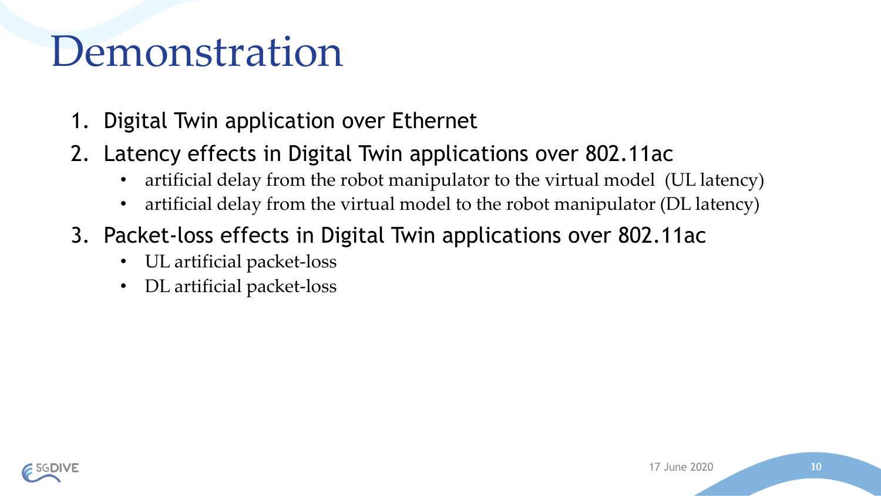# Demonstration

1. Digital Twin application over Ethernet
2. Latency effects in Digital Twin applications over 802.11ac
   - artificial delay from the robot manipulator to the virtual model (UL latency)
   - artificial delay from the virtual model to the robot manipulator (DL latency)
3. Packet-loss effects in Digital Twin applications over 802.11ac
   - UL artificial packet-loss
   - DL artificial packet-loss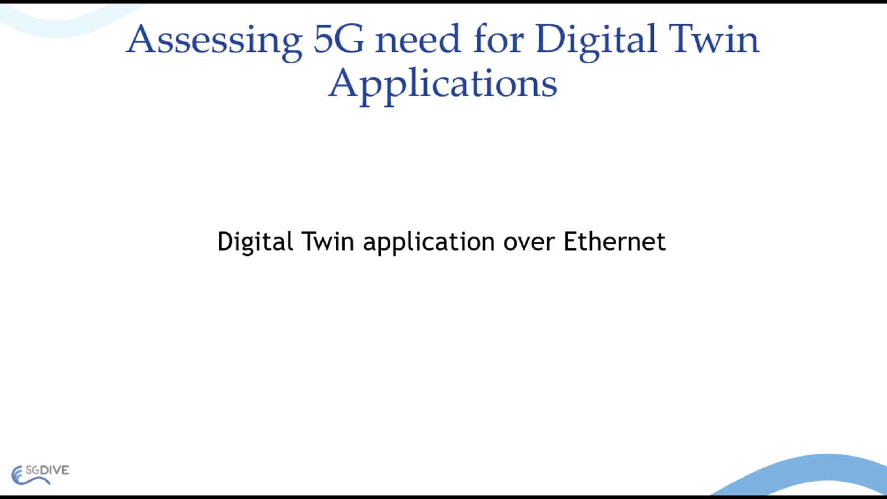# Assessing 5G need for Digital Twin Applications

Digital Twin application over Ethernet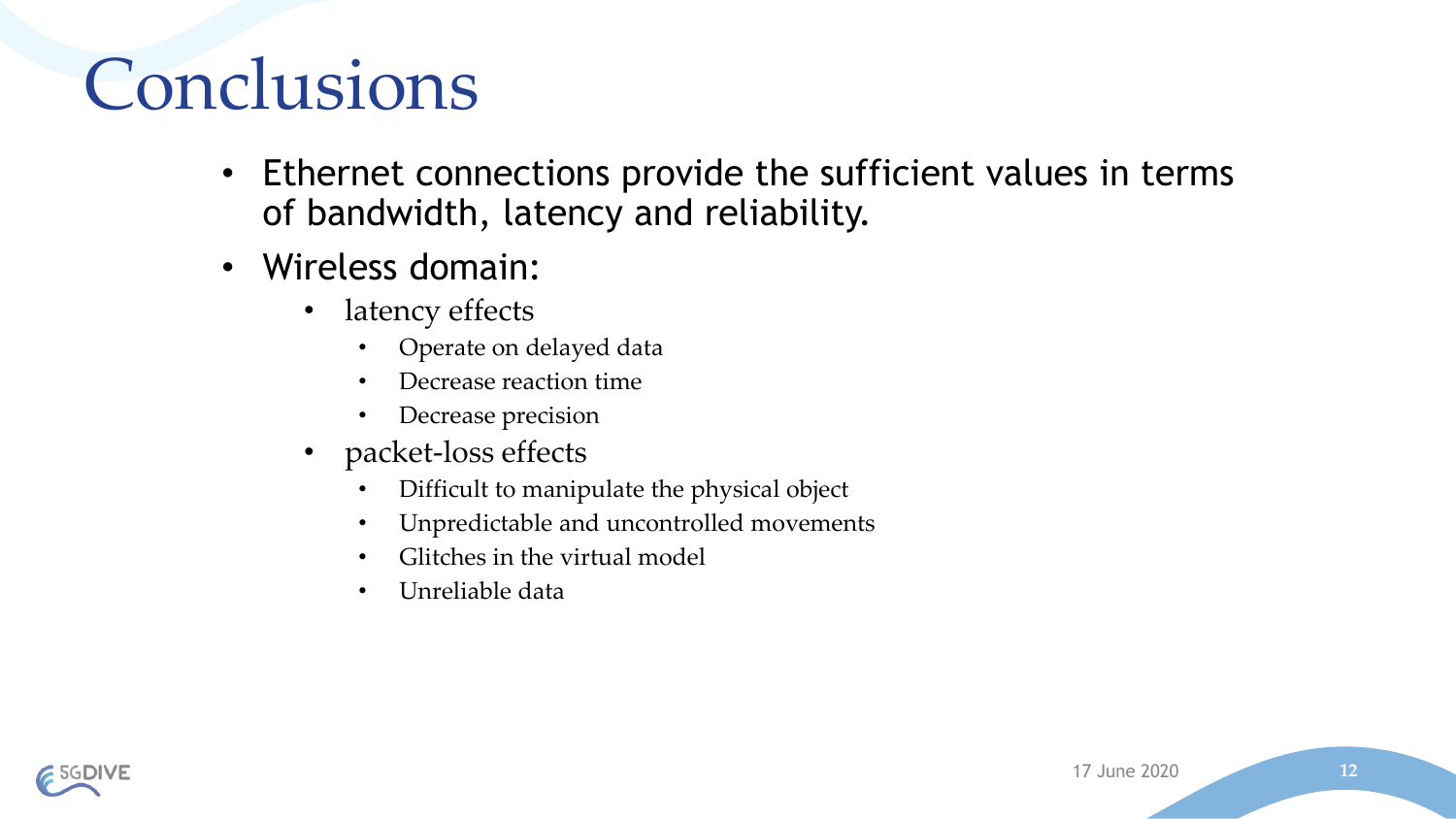# Conclusions

- Ethernet connections provide the sufficient values in terms of bandwidth, latency and reliability.
- Wireless domain:
  - latency effects
    - Operate on delayed data
    - Decrease reaction time
    - Decrease precision
  - packet-loss effects
    - Difficult to manipulate the physical object
    - Unpredictable and uncontrolled movements
    - Glitches in the virtual model
    - Unreliable data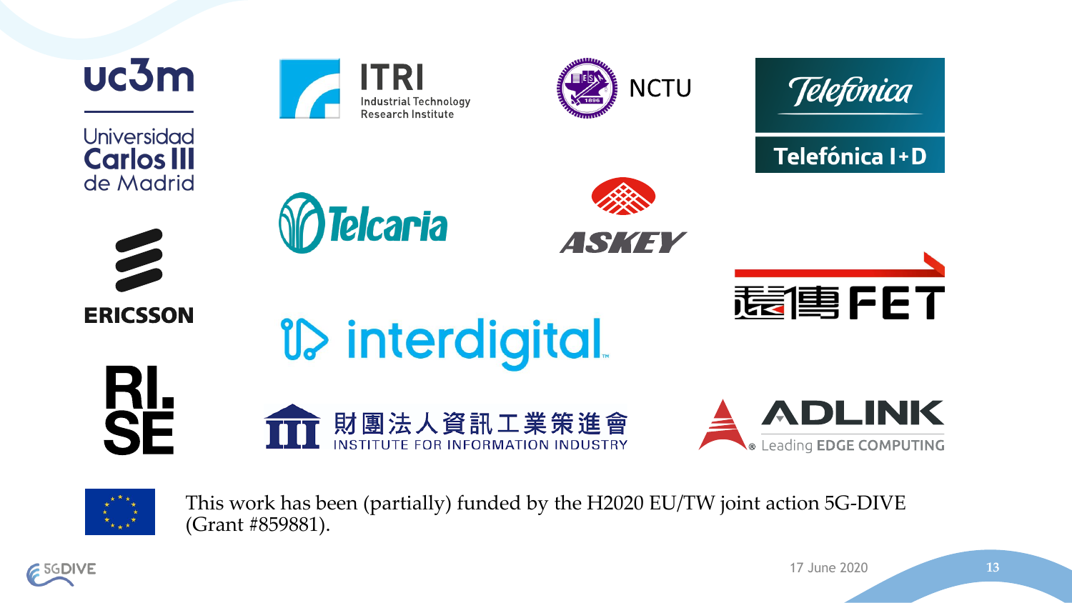uc3m

Universidad Carlos III de Madrid

ITRI
Industrial Technology Research Institute

NCTU

Telefónica

Telefónica I+D

Telcaria

ASKEY

ERICSSON

遠傳 FET

interdigital

RI. SE

財團法人資訊工業策進會
INSTITUTE FOR INFORMATION INDUSTRY

ADLINK
Leading EDGE COMPUTING

This work has been (partially) funded by the H2020 EU/TW joint action 5G-DIVE (Grant #859881).